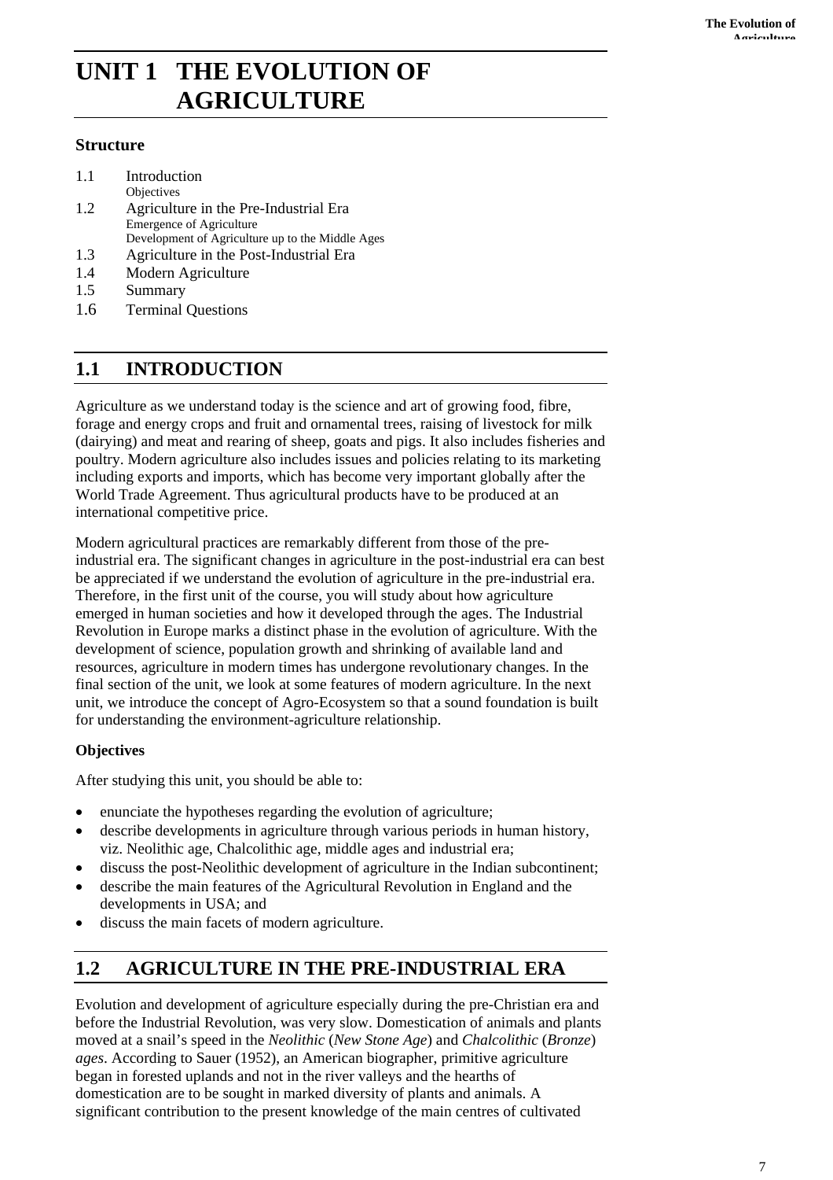# UNIT 1 THE EVOLUTION OF AGRICULTURE

**Structure**

1.1 Introduction
    Objectives

1.2 Agriculture in the Pre-Industrial Era
    Emergence of Agriculture
    Development of Agriculture up to the Middle Ages

1.3 Agriculture in the Post-Industrial Era

1.4 Modern Agriculture

1.5 Summary

1.6 Terminal Questions

## 1.1 INTRODUCTION

Agriculture as we understand today is the science and art of growing food, fibre, forage and energy crops and fruit and ornamental trees, raising of livestock for milk (dairying) and meat and rearing of sheep, goats and pigs. It also includes fisheries and poultry. Modern agriculture also includes issues and policies relating to its marketing including exports and imports, which has become very important globally after the World Trade Agreement. Thus agricultural products have to be produced at an international competitive price.

Modern agricultural practices are remarkably different from those of the pre-industrial era. The significant changes in agriculture in the post-industrial era can best be appreciated if we understand the evolution of agriculture in the pre-industrial era. Therefore, in the first unit of the course, you will study about how agriculture emerged in human societies and how it developed through the ages. The Industrial Revolution in Europe marks a distinct phase in the evolution of agriculture. With the development of science, population growth and shrinking of available land and resources, agriculture in modern times has undergone revolutionary changes. In the final section of the unit, we look at some features of modern agriculture. In the next unit, we introduce the concept of Agro-Ecosystem so that a sound foundation is built for understanding the environment-agriculture relationship.

**Objectives**

After studying this unit, you should be able to:

- enunciate the hypotheses regarding the evolution of agriculture;
- describe developments in agriculture through various periods in human history, viz. Neolithic age, Chalcolithic age, middle ages and industrial era;
- discuss the post-Neolithic development of agriculture in the Indian subcontinent;
- describe the main features of the Agricultural Revolution in England and the developments in USA; and
- discuss the main facets of modern agriculture.

## 1.2 AGRICULTURE IN THE PRE-INDUSTRIAL ERA

Evolution and development of agriculture especially during the pre-Christian era and before the Industrial Revolution, was very slow. Domestication of animals and plants moved at a snail's speed in the *Neolithic* (*New Stone Age*) and *Chalcolithic* (*Bronze*) *ages*. According to Sauer (1952), an American biographer, primitive agriculture began in forested uplands and not in the river valleys and the hearths of domestication are to be sought in marked diversity of plants and animals. A significant contribution to the present knowledge of the main centres of cultivated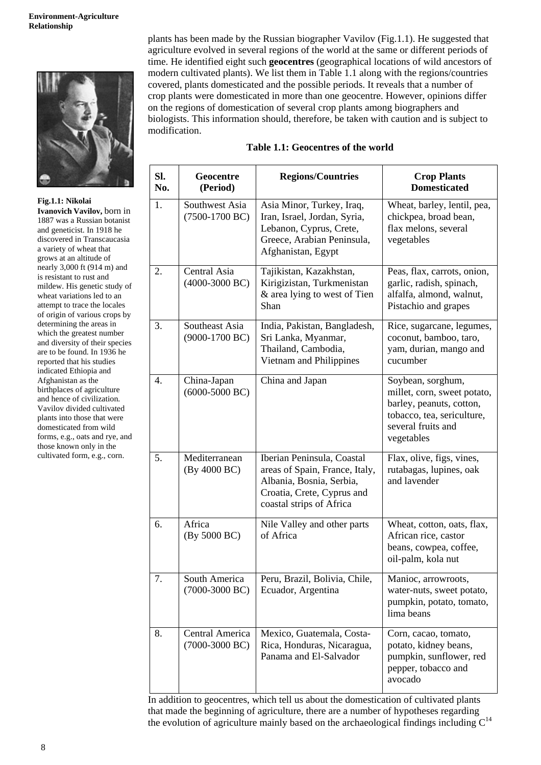plants has been made by the Russian biographer Vavilov (Fig.1.1). He suggested that agriculture evolved in several regions of the world at the same or different periods of time. He identified eight such **geocentres** (geographical locations of wild ancestors of modern cultivated plants). We list them in Table 1.1 along with the regions/countries covered, plants domesticated and the possible periods. It reveals that a number of crop plants were domesticated in more than one geocentre. However, opinions differ on the regions of domestication of several crop plants among biographers and biologists. This information should, therefore, be taken with caution and is subject to modification.

**Fig.1.1: Nikolai Ivanovich Vavilov,** born in 1887 was a Russian botanist and geneticist. In 1918 he discovered in Transcaucasia a variety of wheat that grows at an altitude of nearly 3,000 ft (914 m) and is resistant to rust and mildew. His genetic study of wheat variations led to an attempt to trace the locales of origin of various crops by determining the areas in which the greatest number and diversity of their species are to be found. In 1936 he reported that his studies indicated Ethiopia and Afghanistan as the birthplaces of agriculture and hence of civilization. Vavilov divided cultivated plants into those that were domesticated from wild forms, e.g., oats and rye, and those known only in the cultivated form, e.g., corn.

**Table 1.1: Geocentres of the world**

| Sl. No. | Geocentre (Period) | Regions/Countries | Crop Plants Domesticated |
|---|---|---|---|
| 1. | Southwest Asia (7500-1700 BC) | Asia Minor, Turkey, Iraq, Iran, Israel, Jordan, Syria, Lebanon, Cyprus, Crete, Greece, Arabian Peninsula, Afghanistan, Egypt | Wheat, barley, lentil, pea, chickpea, broad bean, flax melons, several vegetables |
| 2. | Central Asia (4000-3000 BC) | Tajikistan, Kazakhstan, Kirigizistan, Turkmenistan & area lying to west of Tien Shan | Peas, flax, carrots, onion, garlic, radish, spinach, alfalfa, almond, walnut, Pistachio and grapes |
| 3. | Southeast Asia (9000-1700 BC) | India, Pakistan, Bangladesh, Sri Lanka, Myanmar, Thailand, Cambodia, Vietnam and Philippines | Rice, sugarcane, legumes, coconut, bamboo, taro, yam, durian, mango and cucumber |
| 4. | China-Japan (6000-5000 BC) | China and Japan | Soybean, sorghum, millet, corn, sweet potato, barley, peanuts, cotton, tobacco, tea, sericulture, several fruits and vegetables |
| 5. | Mediterranean (By 4000 BC) | Iberian Peninsula, Coastal areas of Spain, France, Italy, Albania, Bosnia, Serbia, Croatia, Crete, Cyprus and coastal strips of Africa | Flax, olive, figs, vines, rutabagas, lupines, oak and lavender |
| 6. | Africa (By 5000 BC) | Nile Valley and other parts of Africa | Wheat, cotton, oats, flax, African rice, castor beans, cowpea, coffee, oil-palm, kola nut |
| 7. | South America (7000-3000 BC) | Peru, Brazil, Bolivia, Chile, Ecuador, Argentina | Manioc, arrowroots, water-nuts, sweet potato, pumpkin, potato, tomato, lima beans |
| 8. | Central America (7000-3000 BC) | Mexico, Guatemala, Costa-Rica, Honduras, Nicaragua, Panama and El-Salvador | Corn, cacao, tomato, potato, kidney beans, pumpkin, sunflower, red pepper, tobacco and avocado |

In addition to geocentres, which tell us about the domestication of cultivated plants that made the beginning of agriculture, there are a number of hypotheses regarding the evolution of agriculture mainly based on the archaeological findings including $C^{14}$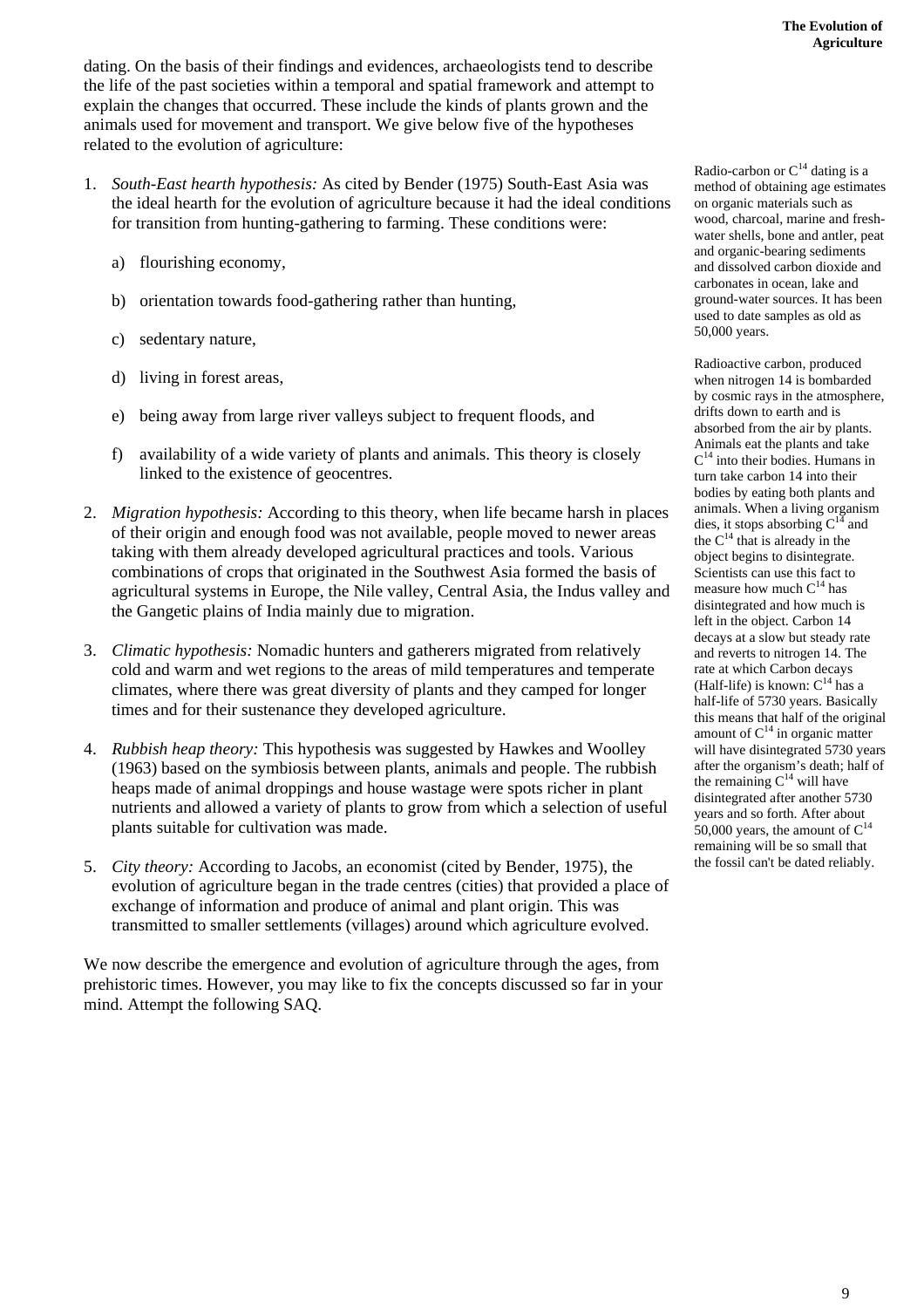dating. On the basis of their findings and evidences, archaeologists tend to describe the life of the past societies within a temporal and spatial framework and attempt to explain the changes that occurred. These include the kinds of plants grown and the animals used for movement and transport. We give below five of the hypotheses related to the evolution of agriculture:

1. *South-East hearth hypothesis:* As cited by Bender (1975) South-East Asia was the ideal hearth for the evolution of agriculture because it had the ideal conditions for transition from hunting-gathering to farming. These conditions were:

   a) flourishing economy,

   b) orientation towards food-gathering rather than hunting,

   c) sedentary nature,

   d) living in forest areas,

   e) being away from large river valleys subject to frequent floods, and

   f) availability of a wide variety of plants and animals. This theory is closely linked to the existence of geocentres.

2. *Migration hypothesis:* According to this theory, when life became harsh in places of their origin and enough food was not available, people moved to newer areas taking with them already developed agricultural practices and tools. Various combinations of crops that originated in the Southwest Asia formed the basis of agricultural systems in Europe, the Nile valley, Central Asia, the Indus valley and the Gangetic plains of India mainly due to migration.

3. *Climatic hypothesis:* Nomadic hunters and gatherers migrated from relatively cold and warm and wet regions to the areas of mild temperatures and temperate climates, where there was great diversity of plants and they camped for longer times and for their sustenance they developed agriculture.

4. *Rubbish heap theory:* This hypothesis was suggested by Hawkes and Woolley (1963) based on the symbiosis between plants, animals and people. The rubbish heaps made of animal droppings and house wastage were spots richer in plant nutrients and allowed a variety of plants to grow from which a selection of useful plants suitable for cultivation was made.

5. *City theory:* According to Jacobs, an economist (cited by Bender, 1975), the evolution of agriculture began in the trade centres (cities) that provided a place of exchange of information and produce of animal and plant origin. This was transmitted to smaller settlements (villages) around which agriculture evolved.

We now describe the emergence and evolution of agriculture through the ages, from prehistoric times. However, you may like to fix the concepts discussed so far in your mind. Attempt the following SAQ.

Radio-carbon or $C^{14}$ dating is a method of obtaining age estimates on organic materials such as wood, charcoal, marine and fresh-water shells, bone and antler, peat and organic-bearing sediments and dissolved carbon dioxide and carbonates in ocean, lake and ground-water sources. It has been used to date samples as old as 50,000 years.

Radioactive carbon, produced when nitrogen 14 is bombarded by cosmic rays in the atmosphere, drifts down to earth and is absorbed from the air by plants. Animals eat the plants and take $C^{14}$ into their bodies. Humans in turn take carbon 14 into their bodies by eating both plants and animals. When a living organism dies, it stops absorbing $C^{14}$ and the $C^{14}$ that is already in the object begins to disintegrate. Scientists can use this fact to measure how much $C^{14}$ has disintegrated and how much is left in the object. Carbon 14 decays at a slow but steady rate and reverts to nitrogen 14. The rate at which Carbon decays (Half-life) is known: $C^{14}$ has a half-life of 5730 years. Basically this means that half of the original amount of $C^{14}$ in organic matter will have disintegrated 5730 years after the organism's death; half of the remaining $C^{14}$ will have disintegrated after another 5730 years and so forth. After about 50,000 years, the amount of $C^{14}$ remaining will be so small that the fossil can't be dated reliably.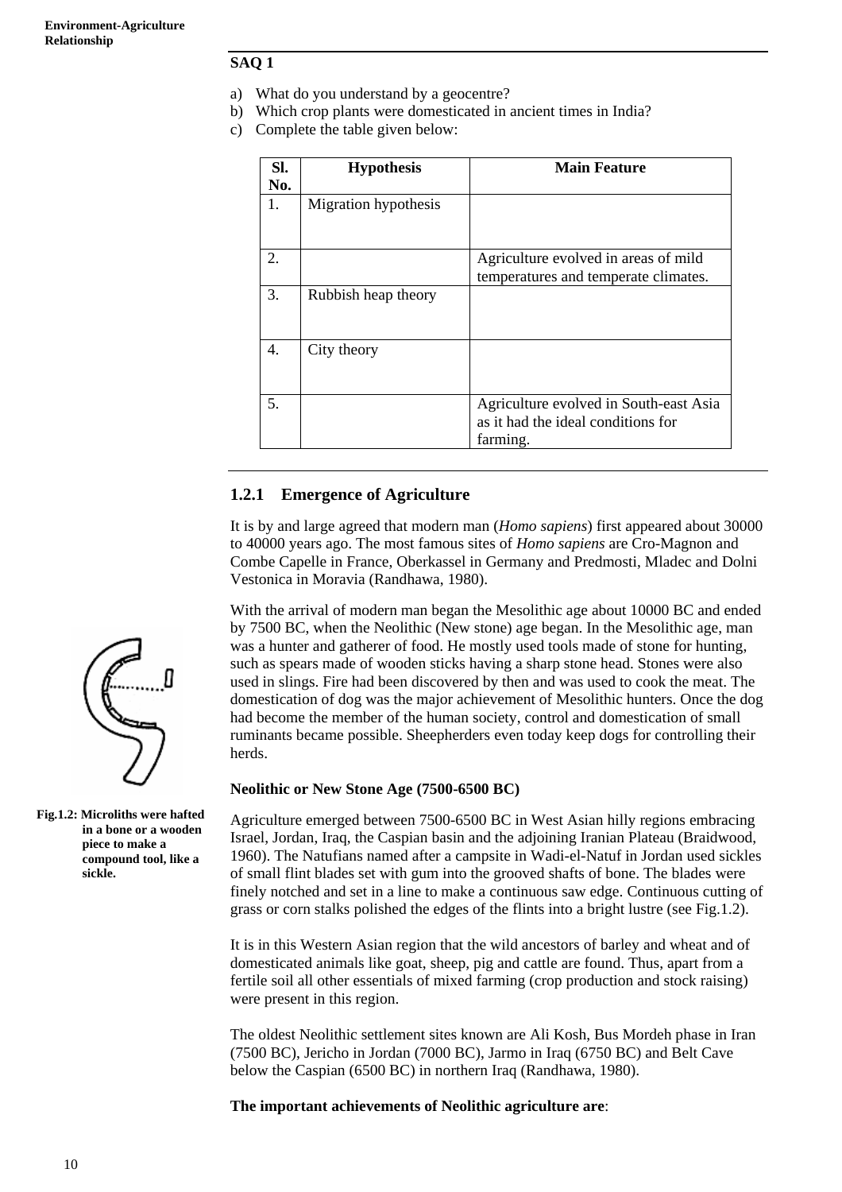## SAQ 1

a) What do you understand by a geocentre?
b) Which crop plants were domesticated in ancient times in India?
c) Complete the table given below:

| Sl. No. | Hypothesis | Main Feature |
|---|---|---|
| 1. | Migration hypothesis | |
| 2. | | Agriculture evolved in areas of mild temperatures and temperate climates. |
| 3. | Rubbish heap theory | |
| 4. | City theory | |
| 5. | | Agriculture evolved in South-east Asia as it had the ideal conditions for farming. |

### 1.2.1 Emergence of Agriculture

It is by and large agreed that modern man (*Homo sapiens*) first appeared about 30000 to 40000 years ago. The most famous sites of *Homo sapiens* are Cro-Magnon and Combe Capelle in France, Oberkassel in Germany and Predmosti, Mladec and Dolni Vestonica in Moravia (Randhawa, 1980).

With the arrival of modern man began the Mesolithic age about 10000 BC and ended by 7500 BC, when the Neolithic (New stone) age began. In the Mesolithic age, man was a hunter and gatherer of food. He mostly used tools made of stone for hunting, such as spears made of wooden sticks having a sharp stone head. Stones were also used in slings. Fire had been discovered by then and was used to cook the meat. The domestication of dog was the major achievement of Mesolithic hunters. Once the dog had become the member of the human society, control and domestication of small ruminants became possible. Sheepherders even today keep dogs for controlling their herds.

**Neolithic or New Stone Age (7500-6500 BC)**

Agriculture emerged between 7500-6500 BC in West Asian hilly regions embracing Israel, Jordan, Iraq, the Caspian basin and the adjoining Iranian Plateau (Braidwood, 1960). The Natufians named after a campsite in Wadi-el-Natuf in Jordan used sickles of small flint blades set with gum into the grooved shafts of bone. The blades were finely notched and set in a line to make a continuous saw edge. Continuous cutting of grass or corn stalks polished the edges of the flints into a bright lustre (see Fig.1.2).

**Fig.1.2: Microliths were hafted in a bone or a wooden piece to make a compound tool, like a sickle.**

It is in this Western Asian region that the wild ancestors of barley and wheat and of domesticated animals like goat, sheep, pig and cattle are found. Thus, apart from a fertile soil all other essentials of mixed farming (crop production and stock raising) were present in this region.

The oldest Neolithic settlement sites known are Ali Kosh, Bus Mordeh phase in Iran (7500 BC), Jericho in Jordan (7000 BC), Jarmo in Iraq (6750 BC) and Belt Cave below the Caspian (6500 BC) in northern Iraq (Randhawa, 1980).

**The important achievements of Neolithic agriculture are**: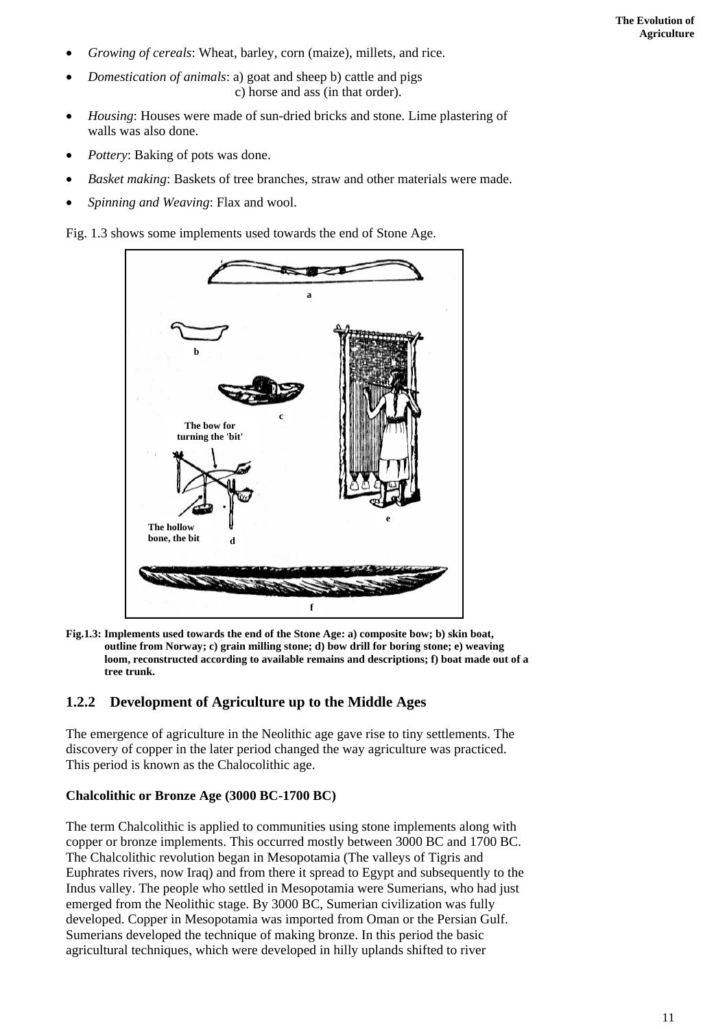- *Growing of cereals*: Wheat, barley, corn (maize), millets, and rice.
- *Domestication of animals*: a) goat and sheep b) cattle and pigs c) horse and ass (in that order).
- *Housing*: Houses were made of sun-dried bricks and stone. Lime plastering of walls was also done.
- *Pottery*: Baking of pots was done.
- *Basket making*: Baskets of tree branches, straw and other materials were made.
- *Spinning and Weaving*: Flax and wool.

Fig. 1.3 shows some implements used towards the end of Stone Age.

**Fig.1.3: Implements used towards the end of the Stone Age: a) composite bow; b) skin boat, outline from Norway; c) grain milling stone; d) bow drill for boring stone; e) weaving loom, reconstructed according to available remains and descriptions; f) boat made out of a tree trunk.**

## 1.2.2 Development of Agriculture up to the Middle Ages

The emergence of agriculture in the Neolithic age gave rise to tiny settlements. The discovery of copper in the later period changed the way agriculture was practiced. This period is known as the Chalocolithic age.

**Chalcolithic or Bronze Age (3000 BC-1700 BC)**

The term Chalcolithic is applied to communities using stone implements along with copper or bronze implements. This occurred mostly between 3000 BC and 1700 BC. The Chalcolithic revolution began in Mesopotamia (The valleys of Tigris and Euphrates rivers, now Iraq) and from there it spread to Egypt and subsequently to the Indus valley. The people who settled in Mesopotamia were Sumerians, who had just emerged from the Neolithic stage. By 3000 BC, Sumerian civilization was fully developed. Copper in Mesopotamia was imported from Oman or the Persian Gulf. Sumerians developed the technique of making bronze. In this period the basic agricultural techniques, which were developed in hilly uplands shifted to river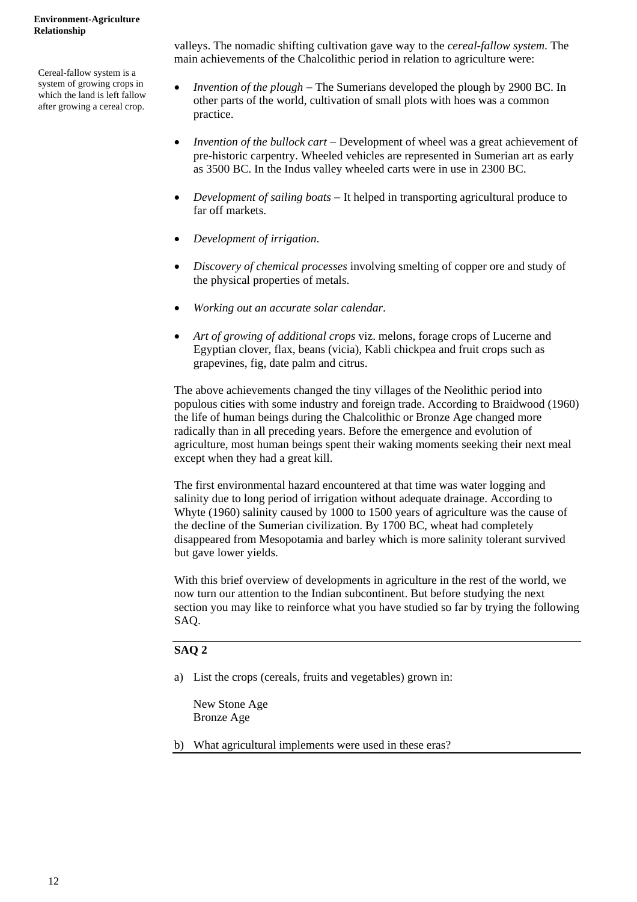Cereal-fallow system is a system of growing crops in which the land is left fallow after growing a cereal crop.

valleys. The nomadic shifting cultivation gave way to the *cereal-fallow system*. The main achievements of the Chalcolithic period in relation to agriculture were:

- *Invention of the plough* – The Sumerians developed the plough by 2900 BC. In other parts of the world, cultivation of small plots with hoes was a common practice.
- *Invention of the bullock cart* – Development of wheel was a great achievement of pre-historic carpentry. Wheeled vehicles are represented in Sumerian art as early as 3500 BC. In the Indus valley wheeled carts were in use in 2300 BC.
- *Development of sailing boats* – It helped in transporting agricultural produce to far off markets.
- *Development of irrigation*.
- *Discovery of chemical processes* involving smelting of copper ore and study of the physical properties of metals.
- *Working out an accurate solar calendar*.
- *Art of growing of additional crops* viz. melons, forage crops of Lucerne and Egyptian clover, flax, beans (vicia), Kabli chickpea and fruit crops such as grapevines, fig, date palm and citrus.

The above achievements changed the tiny villages of the Neolithic period into populous cities with some industry and foreign trade. According to Braidwood (1960) the life of human beings during the Chalcolithic or Bronze Age changed more radically than in all preceding years. Before the emergence and evolution of agriculture, most human beings spent their waking moments seeking their next meal except when they had a great kill.

The first environmental hazard encountered at that time was water logging and salinity due to long period of irrigation without adequate drainage. According to Whyte (1960) salinity caused by 1000 to 1500 years of agriculture was the cause of the decline of the Sumerian civilization. By 1700 BC, wheat had completely disappeared from Mesopotamia and barley which is more salinity tolerant survived but gave lower yields.

With this brief overview of developments in agriculture in the rest of the world, we now turn our attention to the Indian subcontinent. But before studying the next section you may like to reinforce what you have studied so far by trying the following SAQ.

**SAQ 2**

a) List the crops (cereals, fruits and vegetables) grown in:

New Stone Age
Bronze Age

b) What agricultural implements were used in these eras?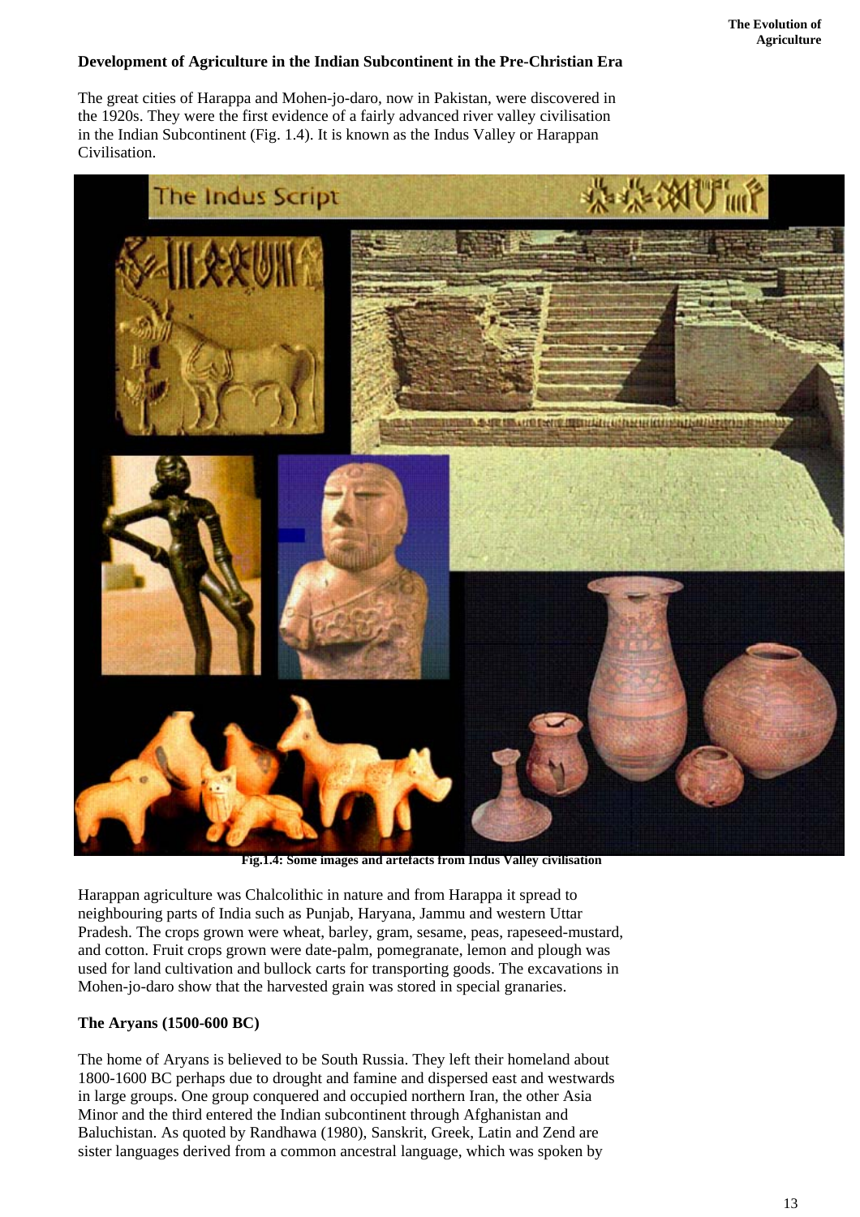## Development of Agriculture in the Indian Subcontinent in the Pre-Christian Era

The great cities of Harappa and Mohen-jo-daro, now in Pakistan, were discovered in the 1920s. They were the first evidence of a fairly advanced river valley civilisation in the Indian Subcontinent (Fig. 1.4). It is known as the Indus Valley or Harappan Civilisation.

**Fig.1.4: Some images and artefacts from Indus Valley civilisation**

Harappan agriculture was Chalcolithic in nature and from Harappa it spread to neighbouring parts of India such as Punjab, Haryana, Jammu and western Uttar Pradesh. The crops grown were wheat, barley, gram, sesame, peas, rapeseed-mustard, and cotton. Fruit crops grown were date-palm, pomegranate, lemon and plough was used for land cultivation and bullock carts for transporting goods. The excavations in Mohen-jo-daro show that the harvested grain was stored in special granaries.

### The Aryans (1500-600 BC)

The home of Aryans is believed to be South Russia. They left their homeland about 1800-1600 BC perhaps due to drought and famine and dispersed east and westwards in large groups. One group conquered and occupied northern Iran, the other Asia Minor and the third entered the Indian subcontinent through Afghanistan and Baluchistan. As quoted by Randhawa (1980), Sanskrit, Greek, Latin and Zend are sister languages derived from a common ancestral language, which was spoken by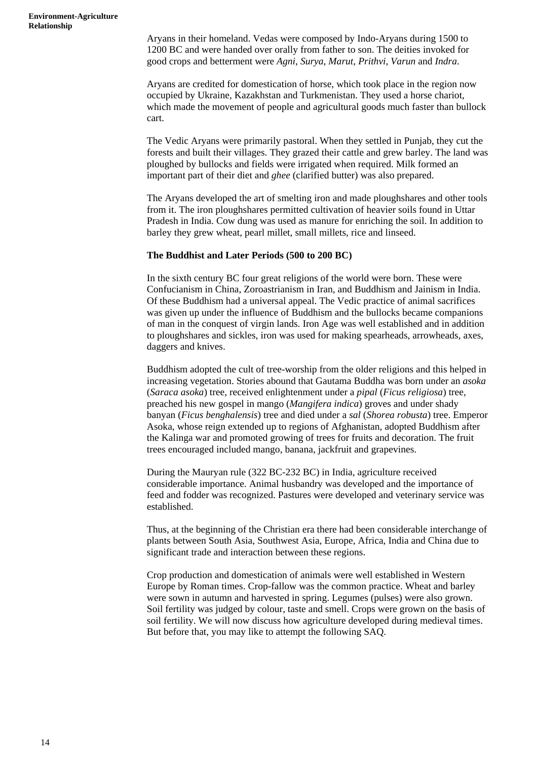Aryans in their homeland. Vedas were composed by Indo-Aryans during 1500 to 1200 BC and were handed over orally from father to son. The deities invoked for good crops and betterment were *Agni*, *Surya*, *Marut*, *Prithvi*, *Varun* and *Indra*.

Aryans are credited for domestication of horse, which took place in the region now occupied by Ukraine, Kazakhstan and Turkmenistan. They used a horse chariot, which made the movement of people and agricultural goods much faster than bullock cart.

The Vedic Aryans were primarily pastoral. When they settled in Punjab, they cut the forests and built their villages. They grazed their cattle and grew barley. The land was ploughed by bullocks and fields were irrigated when required. Milk formed an important part of their diet and *ghee* (clarified butter) was also prepared.

The Aryans developed the art of smelting iron and made ploughshares and other tools from it. The iron ploughshares permitted cultivation of heavier soils found in Uttar Pradesh in India. Cow dung was used as manure for enriching the soil. In addition to barley they grew wheat, pearl millet, small millets, rice and linseed.

**The Buddhist and Later Periods (500 to 200 BC)**

In the sixth century BC four great religions of the world were born. These were Confucianism in China, Zoroastrianism in Iran, and Buddhism and Jainism in India. Of these Buddhism had a universal appeal. The Vedic practice of animal sacrifices was given up under the influence of Buddhism and the bullocks became companions of man in the conquest of virgin lands. Iron Age was well established and in addition to ploughshares and sickles, iron was used for making spearheads, arrowheads, axes, daggers and knives.

Buddhism adopted the cult of tree-worship from the older religions and this helped in increasing vegetation. Stories abound that Gautama Buddha was born under an *asoka* (*Saraca asoka*) tree, received enlightenment under a *pipal* (*Ficus religiosa*) tree, preached his new gospel in mango (*Mangifera indica*) groves and under shady banyan (*Ficus benghalensis*) tree and died under a *sal* (*Shorea robusta*) tree. Emperor Asoka, whose reign extended up to regions of Afghanistan, adopted Buddhism after the Kalinga war and promoted growing of trees for fruits and decoration. The fruit trees encouraged included mango, banana, jackfruit and grapevines.

During the Mauryan rule (322 BC-232 BC) in India, agriculture received considerable importance. Animal husbandry was developed and the importance of feed and fodder was recognized. Pastures were developed and veterinary service was established.

Thus, at the beginning of the Christian era there had been considerable interchange of plants between South Asia, Southwest Asia, Europe, Africa, India and China due to significant trade and interaction between these regions.

Crop production and domestication of animals were well established in Western Europe by Roman times. Crop-fallow was the common practice. Wheat and barley were sown in autumn and harvested in spring. Legumes (pulses) were also grown. Soil fertility was judged by colour, taste and smell. Crops were grown on the basis of soil fertility. We will now discuss how agriculture developed during medieval times. But before that, you may like to attempt the following SAQ.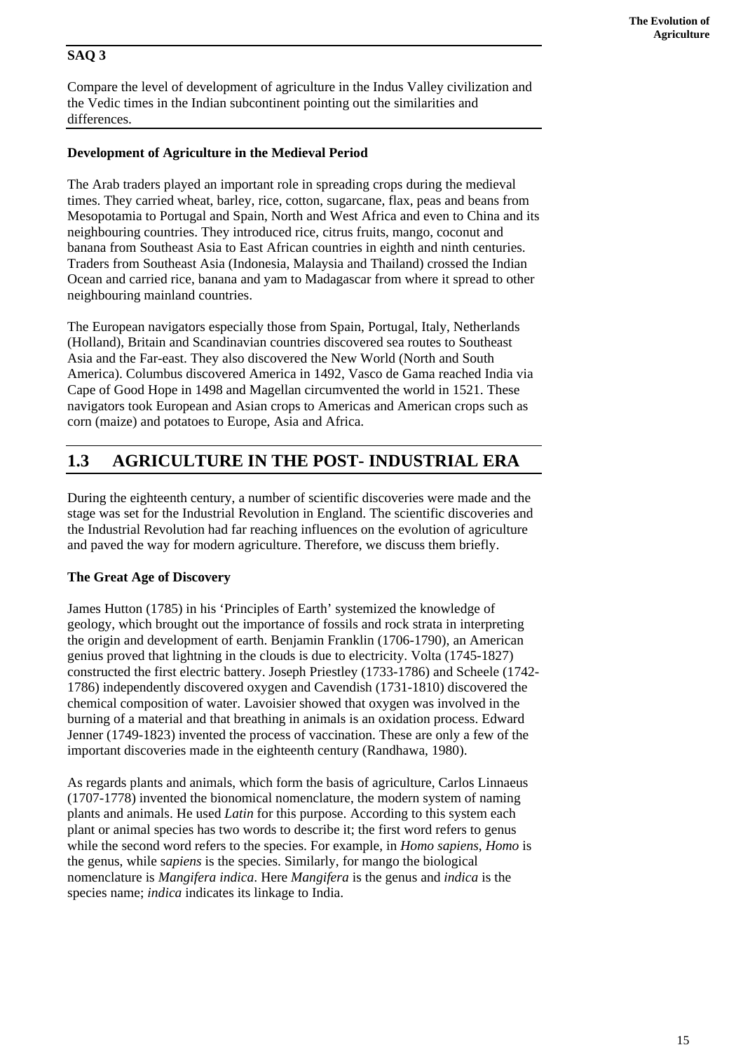**SAQ 3**

Compare the level of development of agriculture in the Indus Valley civilization and the Vedic times in the Indian subcontinent pointing out the similarities and differences.

**Development of Agriculture in the Medieval Period**

The Arab traders played an important role in spreading crops during the medieval times. They carried wheat, barley, rice, cotton, sugarcane, flax, peas and beans from Mesopotamia to Portugal and Spain, North and West Africa and even to China and its neighbouring countries. They introduced rice, citrus fruits, mango, coconut and banana from Southeast Asia to East African countries in eighth and ninth centuries. Traders from Southeast Asia (Indonesia, Malaysia and Thailand) crossed the Indian Ocean and carried rice, banana and yam to Madagascar from where it spread to other neighbouring mainland countries.

The European navigators especially those from Spain, Portugal, Italy, Netherlands (Holland), Britain and Scandinavian countries discovered sea routes to Southeast Asia and the Far-east. They also discovered the New World (North and South America). Columbus discovered America in 1492, Vasco de Gama reached India via Cape of Good Hope in 1498 and Magellan circumvented the world in 1521. These navigators took European and Asian crops to Americas and American crops such as corn (maize) and potatoes to Europe, Asia and Africa.

## 1.3 AGRICULTURE IN THE POST- INDUSTRIAL ERA

During the eighteenth century, a number of scientific discoveries were made and the stage was set for the Industrial Revolution in England. The scientific discoveries and the Industrial Revolution had far reaching influences on the evolution of agriculture and paved the way for modern agriculture. Therefore, we discuss them briefly.

**The Great Age of Discovery**

James Hutton (1785) in his 'Principles of Earth' systemized the knowledge of geology, which brought out the importance of fossils and rock strata in interpreting the origin and development of earth. Benjamin Franklin (1706-1790), an American genius proved that lightning in the clouds is due to electricity. Volta (1745-1827) constructed the first electric battery. Joseph Priestley (1733-1786) and Scheele (1742-1786) independently discovered oxygen and Cavendish (1731-1810) discovered the chemical composition of water. Lavoisier showed that oxygen was involved in the burning of a material and that breathing in animals is an oxidation process. Edward Jenner (1749-1823) invented the process of vaccination. These are only a few of the important discoveries made in the eighteenth century (Randhawa, 1980).

As regards plants and animals, which form the basis of agriculture, Carlos Linnaeus (1707-1778) invented the bionomical nomenclature, the modern system of naming plants and animals. He used *Latin* for this purpose. According to this system each plant or animal species has two words to describe it; the first word refers to genus while the second word refers to the species. For example, in *Homo sapiens*, *Homo* is the genus, while s*apiens* is the species. Similarly, for mango the biological nomenclature is *Mangifera indica*. Here *Mangifera* is the genus and *indica* is the species name; *indica* indicates its linkage to India.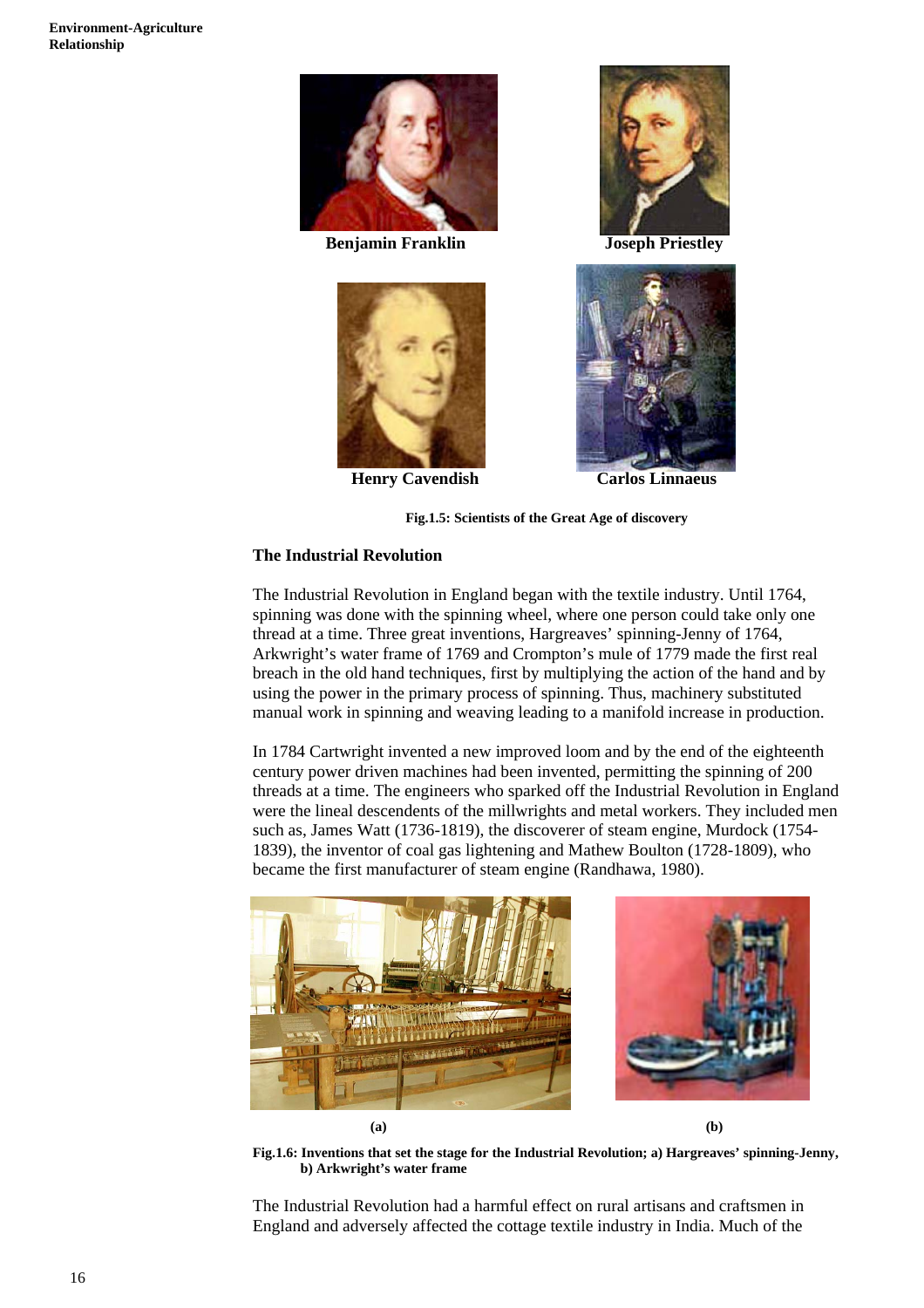Benjamin Franklin

Joseph Priestley

Henry Cavendish

Carlos Linnaeus

**Fig.1.5: Scientists of the Great Age of discovery**

## The Industrial Revolution

The Industrial Revolution in England began with the textile industry. Until 1764, spinning was done with the spinning wheel, where one person could take only one thread at a time. Three great inventions, Hargreaves' spinning-Jenny of 1764, Arkwright's water frame of 1769 and Crompton's mule of 1779 made the first real breach in the old hand techniques, first by multiplying the action of the hand and by using the power in the primary process of spinning. Thus, machinery substituted manual work in spinning and weaving leading to a manifold increase in production.

In 1784 Cartwright invented a new improved loom and by the end of the eighteenth century power driven machines had been invented, permitting the spinning of 200 threads at a time. The engineers who sparked off the Industrial Revolution in England were the lineal descendents of the millwrights and metal workers. They included men such as, James Watt (1736-1819), the discoverer of steam engine, Murdock (1754-1839), the inventor of coal gas lightening and Mathew Boulton (1728-1809), who became the first manufacturer of steam engine (Randhawa, 1980).

(a) (b)

**Fig.1.6: Inventions that set the stage for the Industrial Revolution; a) Hargreaves' spinning-Jenny, b) Arkwright's water frame**

The Industrial Revolution had a harmful effect on rural artisans and craftsmen in England and adversely affected the cottage textile industry in India. Much of the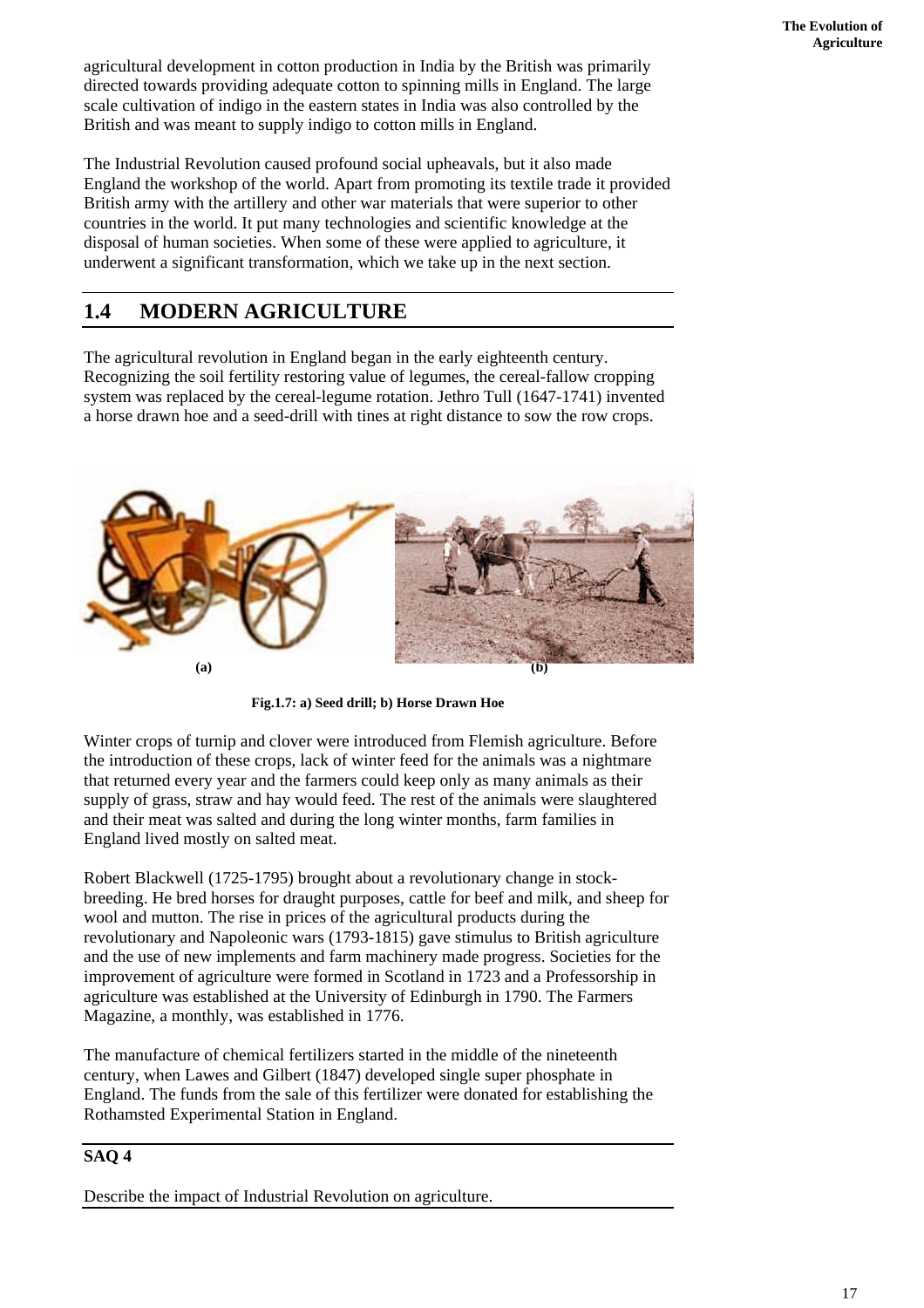agricultural development in cotton production in India by the British was primarily directed towards providing adequate cotton to spinning mills in England. The large scale cultivation of indigo in the eastern states in India was also controlled by the British and was meant to supply indigo to cotton mills in England.

The Industrial Revolution caused profound social upheavals, but it also made England the workshop of the world. Apart from promoting its textile trade it provided British army with the artillery and other war materials that were superior to other countries in the world. It put many technologies and scientific knowledge at the disposal of human societies. When some of these were applied to agriculture, it underwent a significant transformation, which we take up in the next section.

## 1.4 MODERN AGRICULTURE

The agricultural revolution in England began in the early eighteenth century. Recognizing the soil fertility restoring value of legumes, the cereal-fallow cropping system was replaced by the cereal-legume rotation. Jethro Tull (1647-1741) invented a horse drawn hoe and a seed-drill with tines at right distance to sow the row crops.

(a) (b)

**Fig.1.7: a) Seed drill; b) Horse Drawn Hoe**

Winter crops of turnip and clover were introduced from Flemish agriculture. Before the introduction of these crops, lack of winter feed for the animals was a nightmare that returned every year and the farmers could keep only as many animals as their supply of grass, straw and hay would feed. The rest of the animals were slaughtered and their meat was salted and during the long winter months, farm families in England lived mostly on salted meat.

Robert Blackwell (1725-1795) brought about a revolutionary change in stock-breeding. He bred horses for draught purposes, cattle for beef and milk, and sheep for wool and mutton. The rise in prices of the agricultural products during the revolutionary and Napoleonic wars (1793-1815) gave stimulus to British agriculture and the use of new implements and farm machinery made progress. Societies for the improvement of agriculture were formed in Scotland in 1723 and a Professorship in agriculture was established at the University of Edinburgh in 1790. The Farmers Magazine, a monthly, was established in 1776.

The manufacture of chemical fertilizers started in the middle of the nineteenth century, when Lawes and Gilbert (1847) developed single super phosphate in England. The funds from the sale of this fertilizer were donated for establishing the Rothamsted Experimental Station in England.

**SAQ 4**

Describe the impact of Industrial Revolution on agriculture.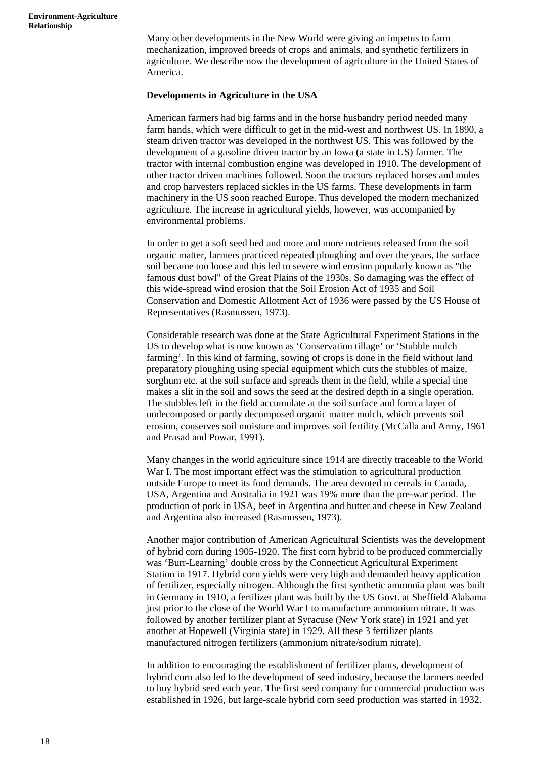Many other developments in the New World were giving an impetus to farm mechanization, improved breeds of crops and animals, and synthetic fertilizers in agriculture. We describe now the development of agriculture in the United States of America.

**Developments in Agriculture in the USA**

American farmers had big farms and in the horse husbandry period needed many farm hands, which were difficult to get in the mid-west and northwest US. In 1890, a steam driven tractor was developed in the northwest US. This was followed by the development of a gasoline driven tractor by an Iowa (a state in US) farmer. The tractor with internal combustion engine was developed in 1910. The development of other tractor driven machines followed. Soon the tractors replaced horses and mules and crop harvesters replaced sickles in the US farms. These developments in farm machinery in the US soon reached Europe. Thus developed the modern mechanized agriculture. The increase in agricultural yields, however, was accompanied by environmental problems.

In order to get a soft seed bed and more and more nutrients released from the soil organic matter, farmers practiced repeated ploughing and over the years, the surface soil became too loose and this led to severe wind erosion popularly known as "the famous dust bowl" of the Great Plains of the 1930s. So damaging was the effect of this wide-spread wind erosion that the Soil Erosion Act of 1935 and Soil Conservation and Domestic Allotment Act of 1936 were passed by the US House of Representatives (Rasmussen, 1973).

Considerable research was done at the State Agricultural Experiment Stations in the US to develop what is now known as 'Conservation tillage' or 'Stubble mulch farming'. In this kind of farming, sowing of crops is done in the field without land preparatory ploughing using special equipment which cuts the stubbles of maize, sorghum etc. at the soil surface and spreads them in the field, while a special tine makes a slit in the soil and sows the seed at the desired depth in a single operation. The stubbles left in the field accumulate at the soil surface and form a layer of undecomposed or partly decomposed organic matter mulch, which prevents soil erosion, conserves soil moisture and improves soil fertility (McCalla and Army, 1961 and Prasad and Powar, 1991).

Many changes in the world agriculture since 1914 are directly traceable to the World War I. The most important effect was the stimulation to agricultural production outside Europe to meet its food demands. The area devoted to cereals in Canada, USA, Argentina and Australia in 1921 was 19% more than the pre-war period. The production of pork in USA, beef in Argentina and butter and cheese in New Zealand and Argentina also increased (Rasmussen, 1973).

Another major contribution of American Agricultural Scientists was the development of hybrid corn during 1905-1920. The first corn hybrid to be produced commercially was 'Burr-Learning' double cross by the Connecticut Agricultural Experiment Station in 1917. Hybrid corn yields were very high and demanded heavy application of fertilizer, especially nitrogen. Although the first synthetic ammonia plant was built in Germany in 1910, a fertilizer plant was built by the US Govt. at Sheffield Alabama just prior to the close of the World War I to manufacture ammonium nitrate. It was followed by another fertilizer plant at Syracuse (New York state) in 1921 and yet another at Hopewell (Virginia state) in 1929. All these 3 fertilizer plants manufactured nitrogen fertilizers (ammonium nitrate/sodium nitrate).

In addition to encouraging the establishment of fertilizer plants, development of hybrid corn also led to the development of seed industry, because the farmers needed to buy hybrid seed each year. The first seed company for commercial production was established in 1926, but large-scale hybrid corn seed production was started in 1932.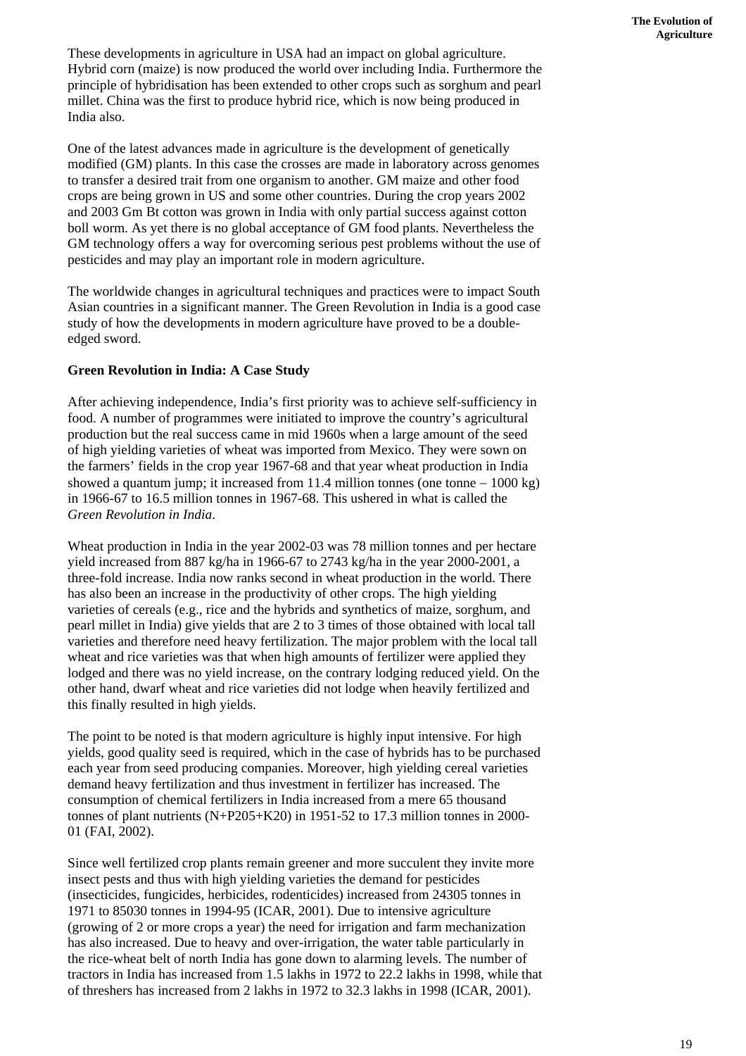These developments in agriculture in USA had an impact on global agriculture. Hybrid corn (maize) is now produced the world over including India. Furthermore the principle of hybridisation has been extended to other crops such as sorghum and pearl millet. China was the first to produce hybrid rice, which is now being produced in India also.

One of the latest advances made in agriculture is the development of genetically modified (GM) plants. In this case the crosses are made in laboratory across genomes to transfer a desired trait from one organism to another. GM maize and other food crops are being grown in US and some other countries. During the crop years 2002 and 2003 Gm Bt cotton was grown in India with only partial success against cotton boll worm. As yet there is no global acceptance of GM food plants. Nevertheless the GM technology offers a way for overcoming serious pest problems without the use of pesticides and may play an important role in modern agriculture.

The worldwide changes in agricultural techniques and practices were to impact South Asian countries in a significant manner. The Green Revolution in India is a good case study of how the developments in modern agriculture have proved to be a double-edged sword.

**Green Revolution in India: A Case Study**

After achieving independence, India's first priority was to achieve self-sufficiency in food. A number of programmes were initiated to improve the country's agricultural production but the real success came in mid 1960s when a large amount of the seed of high yielding varieties of wheat was imported from Mexico. They were sown on the farmers' fields in the crop year 1967-68 and that year wheat production in India showed a quantum jump; it increased from 11.4 million tonnes (one tonne – 1000 kg) in 1966-67 to 16.5 million tonnes in 1967-68. This ushered in what is called the *Green Revolution in India*.

Wheat production in India in the year 2002-03 was 78 million tonnes and per hectare yield increased from 887 kg/ha in 1966-67 to 2743 kg/ha in the year 2000-2001, a three-fold increase. India now ranks second in wheat production in the world. There has also been an increase in the productivity of other crops. The high yielding varieties of cereals (e.g., rice and the hybrids and synthetics of maize, sorghum, and pearl millet in India) give yields that are 2 to 3 times of those obtained with local tall varieties and therefore need heavy fertilization. The major problem with the local tall wheat and rice varieties was that when high amounts of fertilizer were applied they lodged and there was no yield increase, on the contrary lodging reduced yield. On the other hand, dwarf wheat and rice varieties did not lodge when heavily fertilized and this finally resulted in high yields.

The point to be noted is that modern agriculture is highly input intensive. For high yields, good quality seed is required, which in the case of hybrids has to be purchased each year from seed producing companies. Moreover, high yielding cereal varieties demand heavy fertilization and thus investment in fertilizer has increased. The consumption of chemical fertilizers in India increased from a mere 65 thousand tonnes of plant nutrients (N+P205+K20) in 1951-52 to 17.3 million tonnes in 2000-01 (FAI, 2002).

Since well fertilized crop plants remain greener and more succulent they invite more insect pests and thus with high yielding varieties the demand for pesticides (insecticides, fungicides, herbicides, rodenticides) increased from 24305 tonnes in 1971 to 85030 tonnes in 1994-95 (ICAR, 2001). Due to intensive agriculture (growing of 2 or more crops a year) the need for irrigation and farm mechanization has also increased. Due to heavy and over-irrigation, the water table particularly in the rice-wheat belt of north India has gone down to alarming levels. The number of tractors in India has increased from 1.5 lakhs in 1972 to 22.2 lakhs in 1998, while that of threshers has increased from 2 lakhs in 1972 to 32.3 lakhs in 1998 (ICAR, 2001).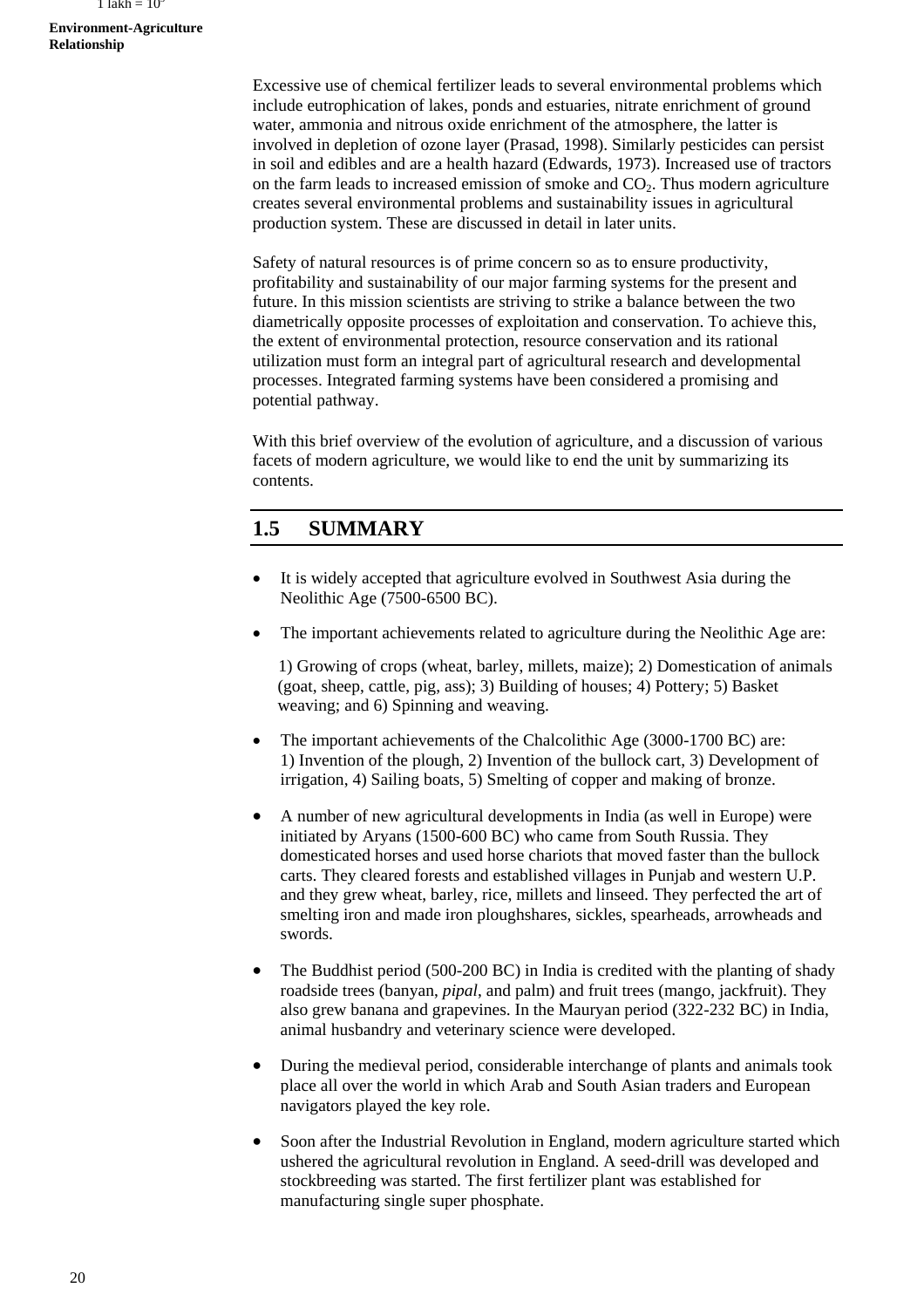Excessive use of chemical fertilizer leads to several environmental problems which include eutrophication of lakes, ponds and estuaries, nitrate enrichment of ground water, ammonia and nitrous oxide enrichment of the atmosphere, the latter is involved in depletion of ozone layer (Prasad, 1998). Similarly pesticides can persist in soil and edibles and are a health hazard (Edwards, 1973). Increased use of tractors on the farm leads to increased emission of smoke and $CO_2$. Thus modern agriculture creates several environmental problems and sustainability issues in agricultural production system. These are discussed in detail in later units.

Safety of natural resources is of prime concern so as to ensure productivity, profitability and sustainability of our major farming systems for the present and future. In this mission scientists are striving to strike a balance between the two diametrically opposite processes of exploitation and conservation. To achieve this, the extent of environmental protection, resource conservation and its rational utilization must form an integral part of agricultural research and developmental processes. Integrated farming systems have been considered a promising and potential pathway.

With this brief overview of the evolution of agriculture, and a discussion of various facets of modern agriculture, we would like to end the unit by summarizing its contents.

## 1.5 SUMMARY

- It is widely accepted that agriculture evolved in Southwest Asia during the Neolithic Age (7500-6500 BC).
- The important achievements related to agriculture during the Neolithic Age are:

  1) Growing of crops (wheat, barley, millets, maize); 2) Domestication of animals (goat, sheep, cattle, pig, ass); 3) Building of houses; 4) Pottery; 5) Basket weaving; and 6) Spinning and weaving.
- The important achievements of the Chalcolithic Age (3000-1700 BC) are: 1) Invention of the plough, 2) Invention of the bullock cart, 3) Development of irrigation, 4) Sailing boats, 5) Smelting of copper and making of bronze.
- A number of new agricultural developments in India (as well in Europe) were initiated by Aryans (1500-600 BC) who came from South Russia. They domesticated horses and used horse chariots that moved faster than the bullock carts. They cleared forests and established villages in Punjab and western U.P. and they grew wheat, barley, rice, millets and linseed. They perfected the art of smelting iron and made iron ploughshares, sickles, spearheads, arrowheads and swords.
- The Buddhist period (500-200 BC) in India is credited with the planting of shady roadside trees (banyan, *pipal*, and palm) and fruit trees (mango, jackfruit). They also grew banana and grapevines. In the Mauryan period (322-232 BC) in India, animal husbandry and veterinary science were developed.
- During the medieval period, considerable interchange of plants and animals took place all over the world in which Arab and South Asian traders and European navigators played the key role.
- Soon after the Industrial Revolution in England, modern agriculture started which ushered the agricultural revolution in England. A seed-drill was developed and stockbreeding was started. The first fertilizer plant was established for manufacturing single super phosphate.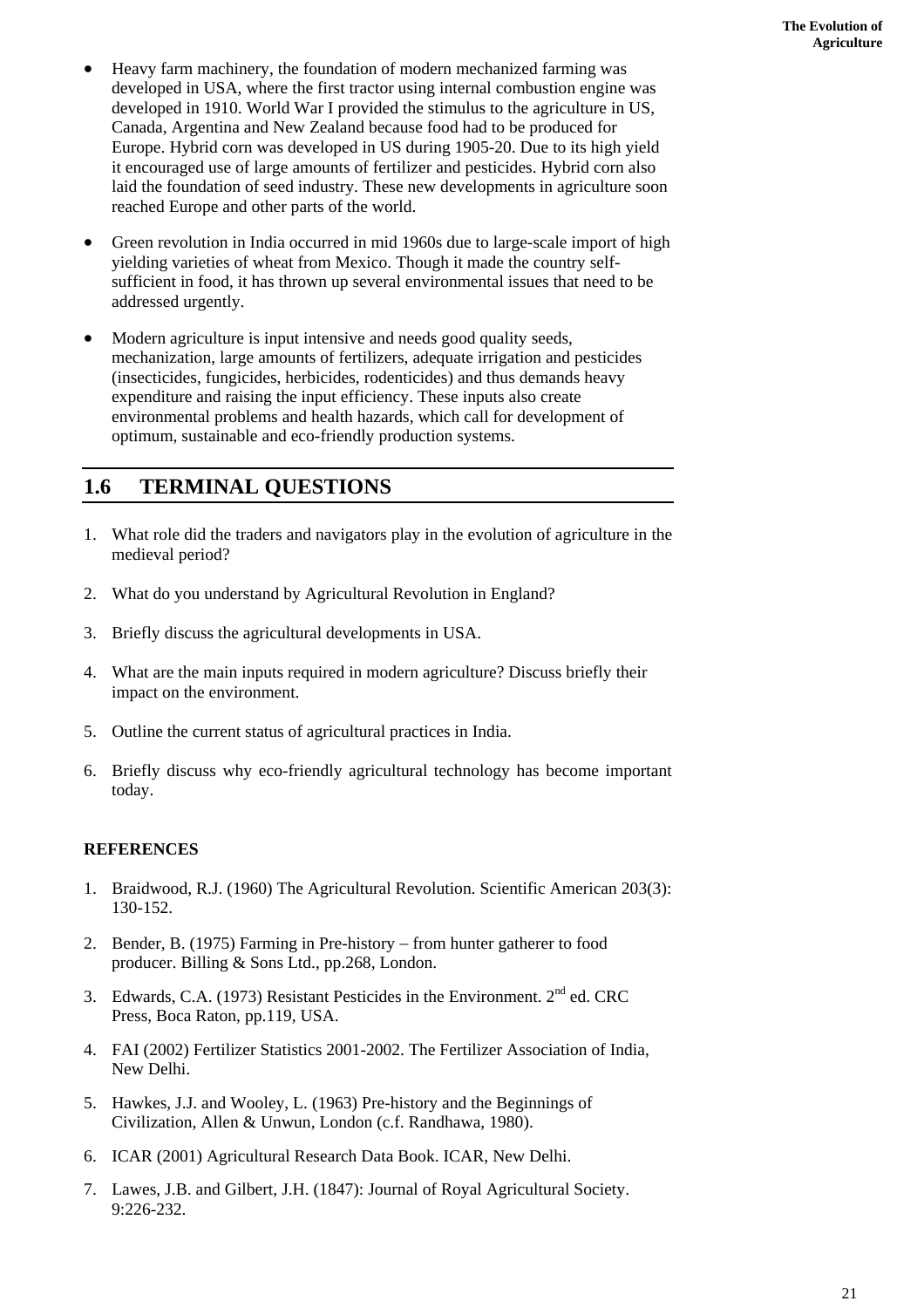- Heavy farm machinery, the foundation of modern mechanized farming was developed in USA, where the first tractor using internal combustion engine was developed in 1910. World War I provided the stimulus to the agriculture in US, Canada, Argentina and New Zealand because food had to be produced for Europe. Hybrid corn was developed in US during 1905-20. Due to its high yield it encouraged use of large amounts of fertilizer and pesticides. Hybrid corn also laid the foundation of seed industry. These new developments in agriculture soon reached Europe and other parts of the world.

- Green revolution in India occurred in mid 1960s due to large-scale import of high yielding varieties of wheat from Mexico. Though it made the country self-sufficient in food, it has thrown up several environmental issues that need to be addressed urgently.

- Modern agriculture is input intensive and needs good quality seeds, mechanization, large amounts of fertilizers, adequate irrigation and pesticides (insecticides, fungicides, herbicides, rodenticides) and thus demands heavy expenditure and raising the input efficiency. These inputs also create environmental problems and health hazards, which call for development of optimum, sustainable and eco-friendly production systems.

## 1.6 TERMINAL QUESTIONS

1. What role did the traders and navigators play in the evolution of agriculture in the medieval period?

2. What do you understand by Agricultural Revolution in England?

3. Briefly discuss the agricultural developments in USA.

4. What are the main inputs required in modern agriculture? Discuss briefly their impact on the environment.

5. Outline the current status of agricultural practices in India.

6. Briefly discuss why eco-friendly agricultural technology has become important today.

### REFERENCES

1. Braidwood, R.J. (1960) The Agricultural Revolution. Scientific American 203(3): 130-152.

2. Bender, B. (1975) Farming in Pre-history – from hunter gatherer to food producer. Billing & Sons Ltd., pp.268, London.

3. Edwards, C.A. (1973) Resistant Pesticides in the Environment. 2nd ed. CRC Press, Boca Raton, pp.119, USA.

4. FAI (2002) Fertilizer Statistics 2001-2002. The Fertilizer Association of India, New Delhi.

5. Hawkes, J.J. and Wooley, L. (1963) Pre-history and the Beginnings of Civilization, Allen & Unwun, London (c.f. Randhawa, 1980).

6. ICAR (2001) Agricultural Research Data Book. ICAR, New Delhi.

7. Lawes, J.B. and Gilbert, J.H. (1847): Journal of Royal Agricultural Society. 9:226-232.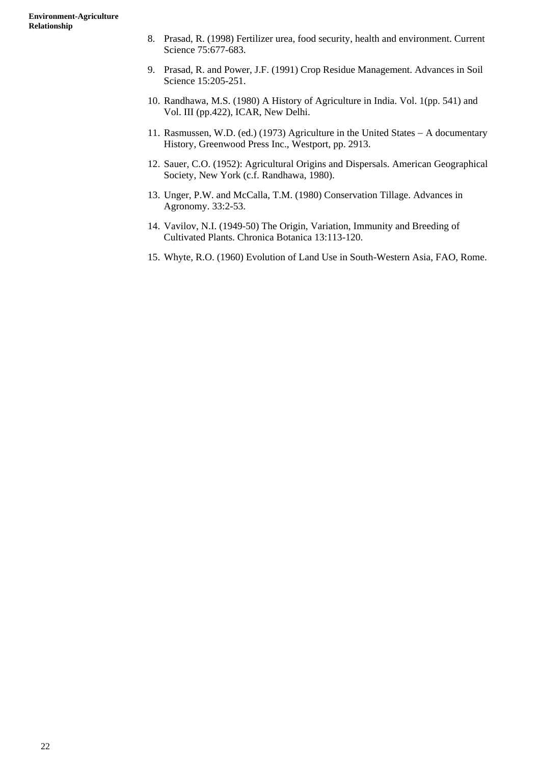8. Prasad, R. (1998) Fertilizer urea, food security, health and environment. Current Science 75:677-683.

9. Prasad, R. and Power, J.F. (1991) Crop Residue Management. Advances in Soil Science 15:205-251.

10. Randhawa, M.S. (1980) A History of Agriculture in India. Vol. 1(pp. 541) and Vol. III (pp.422), ICAR, New Delhi.

11. Rasmussen, W.D. (ed.) (1973) Agriculture in the United States – A documentary History, Greenwood Press Inc., Westport, pp. 2913.

12. Sauer, C.O. (1952): Agricultural Origins and Dispersals. American Geographical Society, New York (c.f. Randhawa, 1980).

13. Unger, P.W. and McCalla, T.M. (1980) Conservation Tillage. Advances in Agronomy. 33:2-53.

14. Vavilov, N.I. (1949-50) The Origin, Variation, Immunity and Breeding of Cultivated Plants. Chronica Botanica 13:113-120.

15. Whyte, R.O. (1960) Evolution of Land Use in South-Western Asia, FAO, Rome.